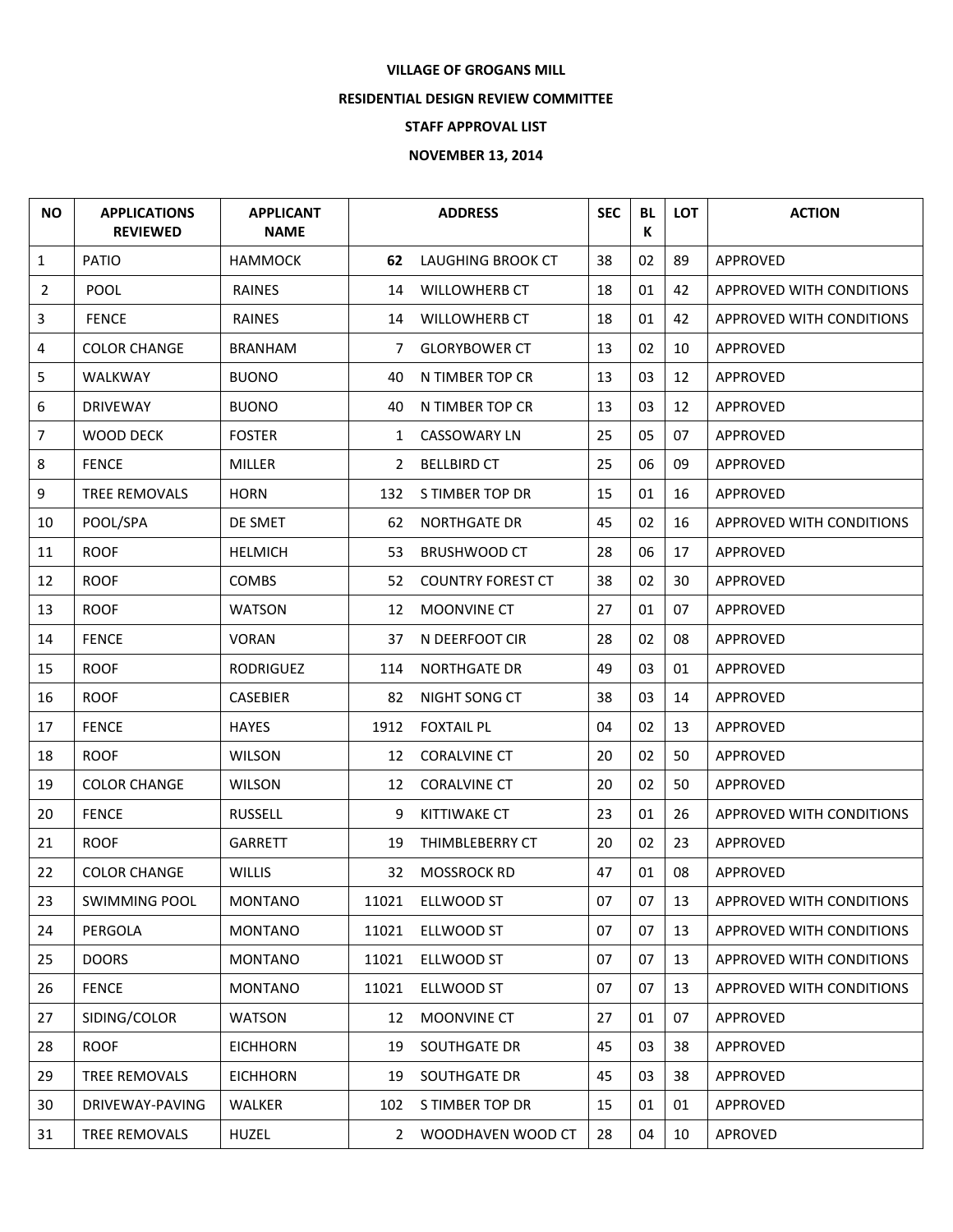**VILLAGE OF GROGANS MILL**

**RESIDENTIAL DESIGN REVIEW COMMITTEE**

**STAFF APPROVAL LIST**

**NOVEMBER 13, 2014**

| NO | APPLICATIONS REVIEWED | APPLICANT NAME | ADDRESS | | SEC | BLK | LOT | ACTION |
|---|---|---|---|---|---|---|---|---|
| 1 | PATIO | HAMMOCK | **62** | LAUGHING BROOK CT | 38 | 02 | 89 | APPROVED |
| 2 | POOL | RAINES | 14 | WILLOWHERB CT | 18 | 01 | 42 | APPROVED WITH CONDITIONS |
| 3 | FENCE | RAINES | 14 | WILLOWHERB CT | 18 | 01 | 42 | APPROVED WITH CONDITIONS |
| 4 | COLOR CHANGE | BRANHAM | 7 | GLORYBOWER CT | 13 | 02 | 10 | APPROVED |
| 5 | WALKWAY | BUONO | 40 | N TIMBER TOP CR | 13 | 03 | 12 | APPROVED |
| 6 | DRIVEWAY | BUONO | 40 | N TIMBER TOP CR | 13 | 03 | 12 | APPROVED |
| 7 | WOOD DECK | FOSTER | 1 | CASSOWARY LN | 25 | 05 | 07 | APPROVED |
| 8 | FENCE | MILLER | 2 | BELLBIRD CT | 25 | 06 | 09 | APPROVED |
| 9 | TREE REMOVALS | HORN | 132 | S TIMBER TOP DR | 15 | 01 | 16 | APPROVED |
| 10 | POOL/SPA | DE SMET | 62 | NORTHGATE DR | 45 | 02 | 16 | APPROVED WITH CONDITIONS |
| 11 | ROOF | HELMICH | 53 | BRUSHWOOD CT | 28 | 06 | 17 | APPROVED |
| 12 | ROOF | COMBS | 52 | COUNTRY FOREST CT | 38 | 02 | 30 | APPROVED |
| 13 | ROOF | WATSON | 12 | MOONVINE CT | 27 | 01 | 07 | APPROVED |
| 14 | FENCE | VORAN | 37 | N DEERFOOT CIR | 28 | 02 | 08 | APPROVED |
| 15 | ROOF | RODRIGUEZ | 114 | NORTHGATE DR | 49 | 03 | 01 | APPROVED |
| 16 | ROOF | CASEBIER | 82 | NIGHT SONG CT | 38 | 03 | 14 | APPROVED |
| 17 | FENCE | HAYES | 1912 | FOXTAIL PL | 04 | 02 | 13 | APPROVED |
| 18 | ROOF | WILSON | 12 | CORALVINE CT | 20 | 02 | 50 | APPROVED |
| 19 | COLOR CHANGE | WILSON | 12 | CORALVINE CT | 20 | 02 | 50 | APPROVED |
| 20 | FENCE | RUSSELL | 9 | KITTIWAKE CT | 23 | 01 | 26 | APPROVED WITH CONDITIONS |
| 21 | ROOF | GARRETT | 19 | THIMBLEBERRY CT | 20 | 02 | 23 | APPROVED |
| 22 | COLOR CHANGE | WILLIS | 32 | MOSSROCK RD | 47 | 01 | 08 | APPROVED |
| 23 | SWIMMING POOL | MONTANO | 11021 | ELLWOOD ST | 07 | 07 | 13 | APPROVED WITH CONDITIONS |
| 24 | PERGOLA | MONTANO | 11021 | ELLWOOD ST | 07 | 07 | 13 | APPROVED WITH CONDITIONS |
| 25 | DOORS | MONTANO | 11021 | ELLWOOD ST | 07 | 07 | 13 | APPROVED WITH CONDITIONS |
| 26 | FENCE | MONTANO | 11021 | ELLWOOD ST | 07 | 07 | 13 | APPROVED WITH CONDITIONS |
| 27 | SIDING/COLOR | WATSON | 12 | MOONVINE CT | 27 | 01 | 07 | APPROVED |
| 28 | ROOF | EICHHORN | 19 | SOUTHGATE DR | 45 | 03 | 38 | APPROVED |
| 29 | TREE REMOVALS | EICHHORN | 19 | SOUTHGATE DR | 45 | 03 | 38 | APPROVED |
| 30 | DRIVEWAY-PAVING | WALKER | 102 | S TIMBER TOP DR | 15 | 01 | 01 | APPROVED |
| 31 | TREE REMOVALS | HUZEL | 2 | WOODHAVEN WOOD CT | 28 | 04 | 10 | APROVED |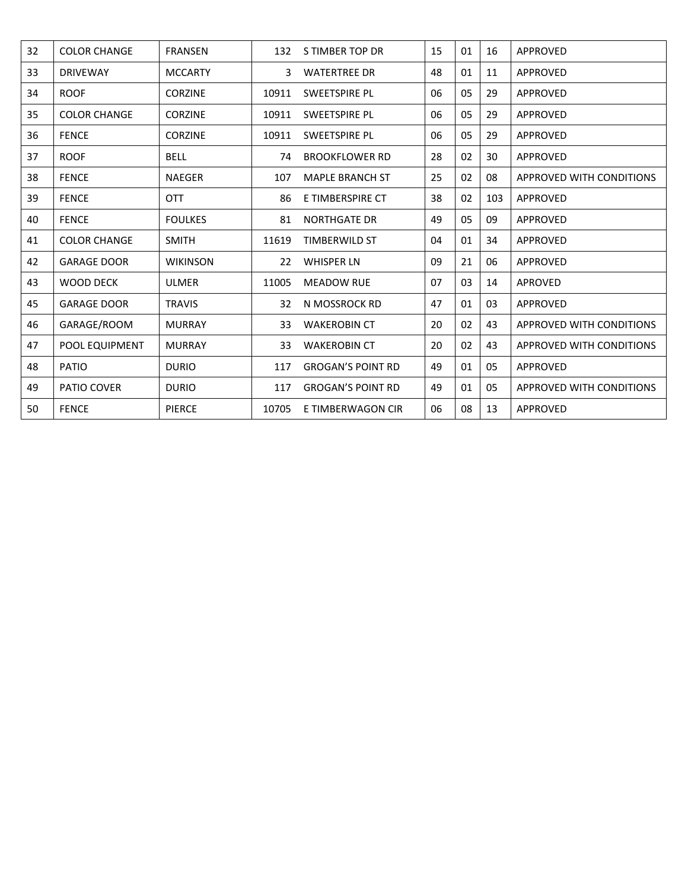| | | | | | | | | |
|---|---|---|---|---|---|---|---|---|
| 32 | COLOR CHANGE | FRANSEN | 132 | S TIMBER TOP DR | 15 | 01 | 16 | APPROVED |
| 33 | DRIVEWAY | MCCARTY | 3 | WATERTREE DR | 48 | 01 | 11 | APPROVED |
| 34 | ROOF | CORZINE | 10911 | SWEETSPIRE PL | 06 | 05 | 29 | APPROVED |
| 35 | COLOR CHANGE | CORZINE | 10911 | SWEETSPIRE PL | 06 | 05 | 29 | APPROVED |
| 36 | FENCE | CORZINE | 10911 | SWEETSPIRE PL | 06 | 05 | 29 | APPROVED |
| 37 | ROOF | BELL | 74 | BROOKFLOWER RD | 28 | 02 | 30 | APPROVED |
| 38 | FENCE | NAEGER | 107 | MAPLE BRANCH ST | 25 | 02 | 08 | APPROVED WITH CONDITIONS |
| 39 | FENCE | OTT | 86 | E TIMBERSPIRE CT | 38 | 02 | 103 | APPROVED |
| 40 | FENCE | FOULKES | 81 | NORTHGATE DR | 49 | 05 | 09 | APPROVED |
| 41 | COLOR CHANGE | SMITH | 11619 | TIMBERWILD ST | 04 | 01 | 34 | APPROVED |
| 42 | GARAGE DOOR | WIKINSON | 22 | WHISPER LN | 09 | 21 | 06 | APPROVED |
| 43 | WOOD DECK | ULMER | 11005 | MEADOW RUE | 07 | 03 | 14 | APROVED |
| 45 | GARAGE DOOR | TRAVIS | 32 | N MOSSROCK RD | 47 | 01 | 03 | APPROVED |
| 46 | GARAGE/ROOM | MURRAY | 33 | WAKEROBIN CT | 20 | 02 | 43 | APPROVED WITH CONDITIONS |
| 47 | POOL EQUIPMENT | MURRAY | 33 | WAKEROBIN CT | 20 | 02 | 43 | APPROVED WITH CONDITIONS |
| 48 | PATIO | DURIO | 117 | GROGAN'S POINT RD | 49 | 01 | 05 | APPROVED |
| 49 | PATIO COVER | DURIO | 117 | GROGAN'S POINT RD | 49 | 01 | 05 | APPROVED WITH CONDITIONS |
| 50 | FENCE | PIERCE | 10705 | E TIMBERWAGON CIR | 06 | 08 | 13 | APPROVED |